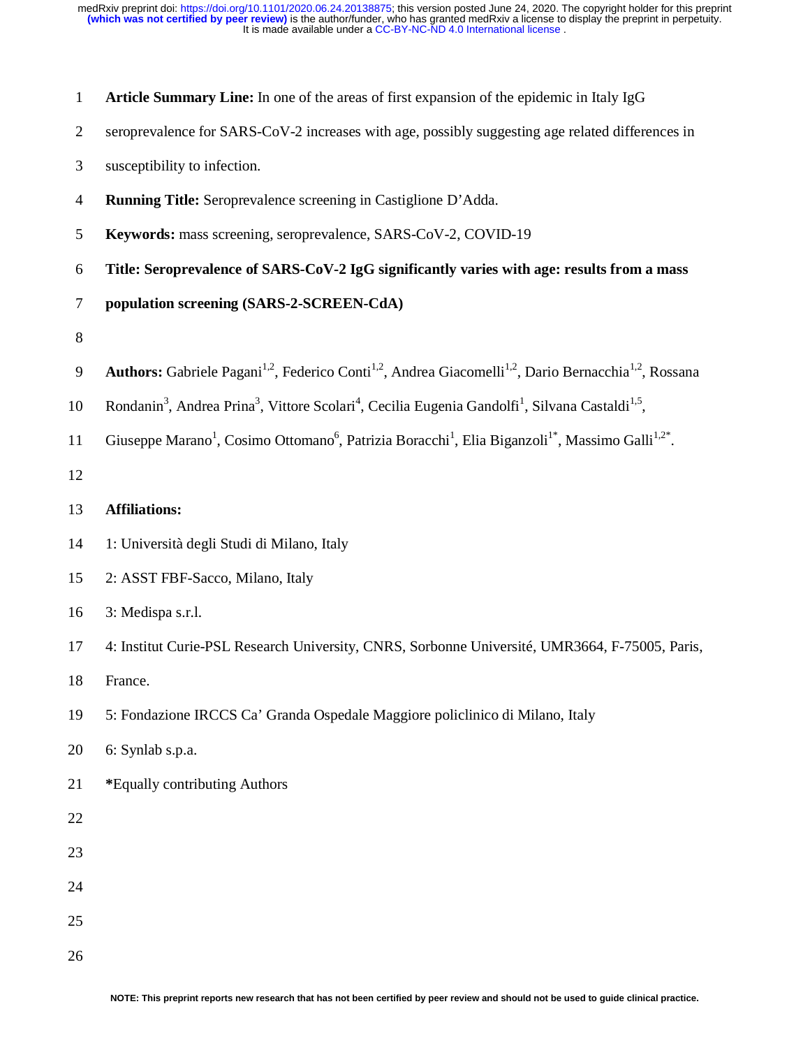**Article Summary Line:** In one of the areas of first expansion of the epidemic in Italy IgG seroprevalence for SARS-CoV-2 increases with age, possibly suggesting age related differences in susceptibility to infection.

**Running Title:** Seroprevalence screening in Castiglione D'Adda.

**Keywords:** mass screening, seroprevalence, SARS-CoV-2, COVID-19

# Title: Seroprevalence of SARS-CoV-2 IgG significantly varies with age: results from a mass population screening (SARS-2-SCREEN-CdA)

**Authors:** Gabriele Pagani[1,2], Federico Conti[1,2], Andrea Giacomelli[1,2], Dario Bernacchia[1,2], Rossana Rondanin[3], Andrea Prina[3], Vittore Scolari[4], Cecilia Eugenia Gandolfi[1], Silvana Castaldi[1,5], Giuseppe Marano[1], Cosimo Ottomano[6], Patrizia Boracchi[1], Elia Biganzoli[1*], Massimo Galli[1,2*].

**Affiliations:**

1: Università degli Studi di Milano, Italy

2: ASST FBF-Sacco, Milano, Italy

3: Medispa s.r.l.

4: Institut Curie-PSL Research University, CNRS, Sorbonne Université, UMR3664, F-75005, Paris, France.

5: Fondazione IRCCS Ca' Granda Ospedale Maggiore policlinico di Milano, Italy

6: Synlab s.p.a.

**\***Equally contributing Authors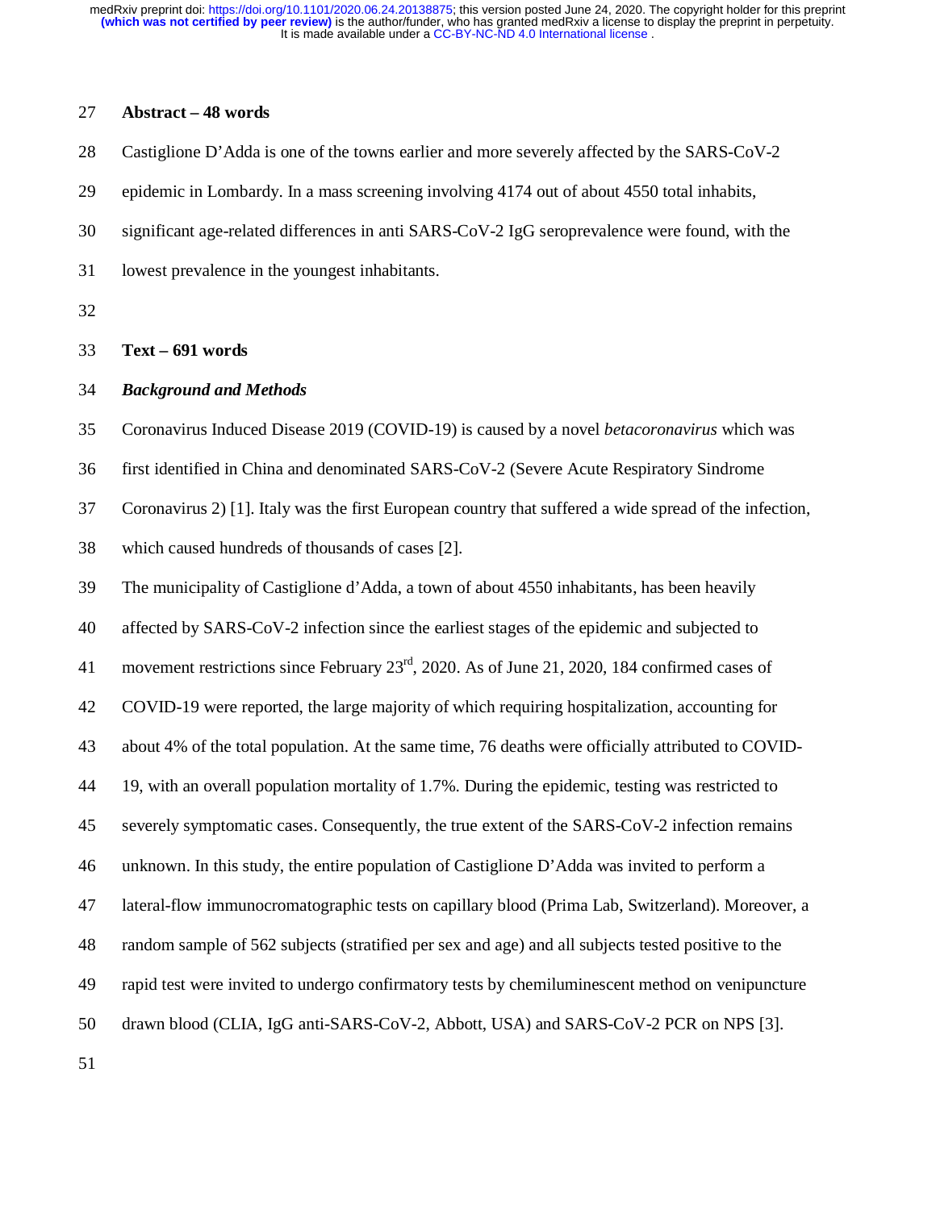**Abstract – 48 words**

Castiglione D'Adda is one of the towns earlier and more severely affected by the SARS-CoV-2 epidemic in Lombardy. In a mass screening involving 4174 out of about 4550 total inhabits, significant age-related differences in anti SARS-CoV-2 IgG seroprevalence were found, with the lowest prevalence in the youngest inhabitants.

**Text – 691 words**

***Background and Methods***

Coronavirus Induced Disease 2019 (COVID-19) is caused by a novel *betacoronavirus* which was first identified in China and denominated SARS-CoV-2 (Severe Acute Respiratory Sindrome Coronavirus 2) [1]. Italy was the first European country that suffered a wide spread of the infection, which caused hundreds of thousands of cases [2].

The municipality of Castiglione d'Adda, a town of about 4550 inhabitants, has been heavily affected by SARS-CoV-2 infection since the earliest stages of the epidemic and subjected to movement restrictions since February 23rd, 2020. As of June 21, 2020, 184 confirmed cases of COVID-19 were reported, the large majority of which requiring hospitalization, accounting for about 4% of the total population. At the same time, 76 deaths were officially attributed to COVID-19, with an overall population mortality of 1.7%. During the epidemic, testing was restricted to severely symptomatic cases. Consequently, the true extent of the SARS-CoV-2 infection remains unknown. In this study, the entire population of Castiglione D'Adda was invited to perform a lateral-flow immunocromatographic tests on capillary blood (Prima Lab, Switzerland). Moreover, a random sample of 562 subjects (stratified per sex and age) and all subjects tested positive to the rapid test were invited to undergo confirmatory tests by chemiluminescent method on venipuncture drawn blood (CLIA, IgG anti-SARS-CoV-2, Abbott, USA) and SARS-CoV-2 PCR on NPS [3].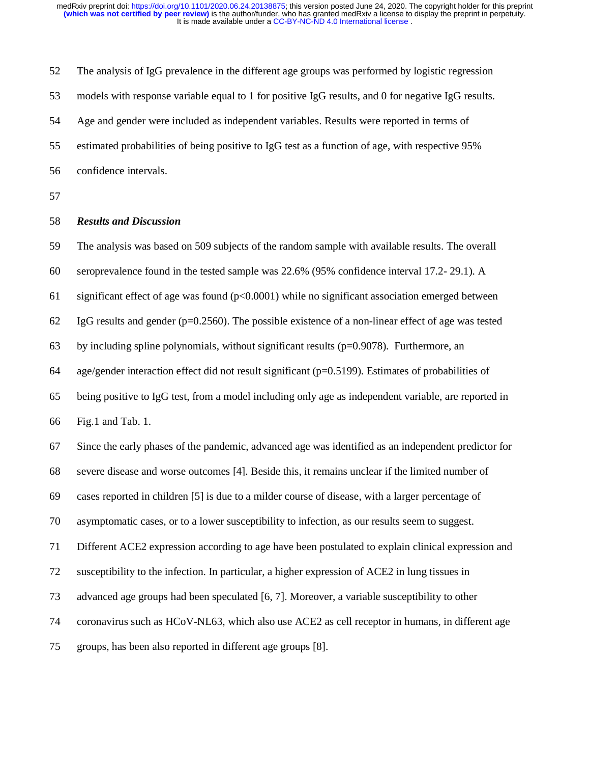The analysis of IgG prevalence in the different age groups was performed by logistic regression models with response variable equal to 1 for positive IgG results, and 0 for negative IgG results. Age and gender were included as independent variables. Results were reported in terms of estimated probabilities of being positive to IgG test as a function of age, with respective 95% confidence intervals.

## *Results and Discussion*

The analysis was based on 509 subjects of the random sample with available results. The overall seroprevalence found in the tested sample was 22.6% (95% confidence interval 17.2- 29.1). A significant effect of age was found ($p<0.0001$) while no significant association emerged between IgG results and gender ($p=0.2560$). The possible existence of a non-linear effect of age was tested by including spline polynomials, without significant results ($p=0.9078$). Furthermore, an age/gender interaction effect did not result significant ($p=0.5199$). Estimates of probabilities of being positive to IgG test, from a model including only age as independent variable, are reported in Fig.1 and Tab. 1.

Since the early phases of the pandemic, advanced age was identified as an independent predictor for severe disease and worse outcomes [4]. Beside this, it remains unclear if the limited number of cases reported in children [5] is due to a milder course of disease, with a larger percentage of asymptomatic cases, or to a lower susceptibility to infection, as our results seem to suggest. Different ACE2 expression according to age have been postulated to explain clinical expression and susceptibility to the infection. In particular, a higher expression of ACE2 in lung tissues in advanced age groups had been speculated [6, 7]. Moreover, a variable susceptibility to other coronavirus such as HCoV-NL63, which also use ACE2 as cell receptor in humans, in different age groups, has been also reported in different age groups [8].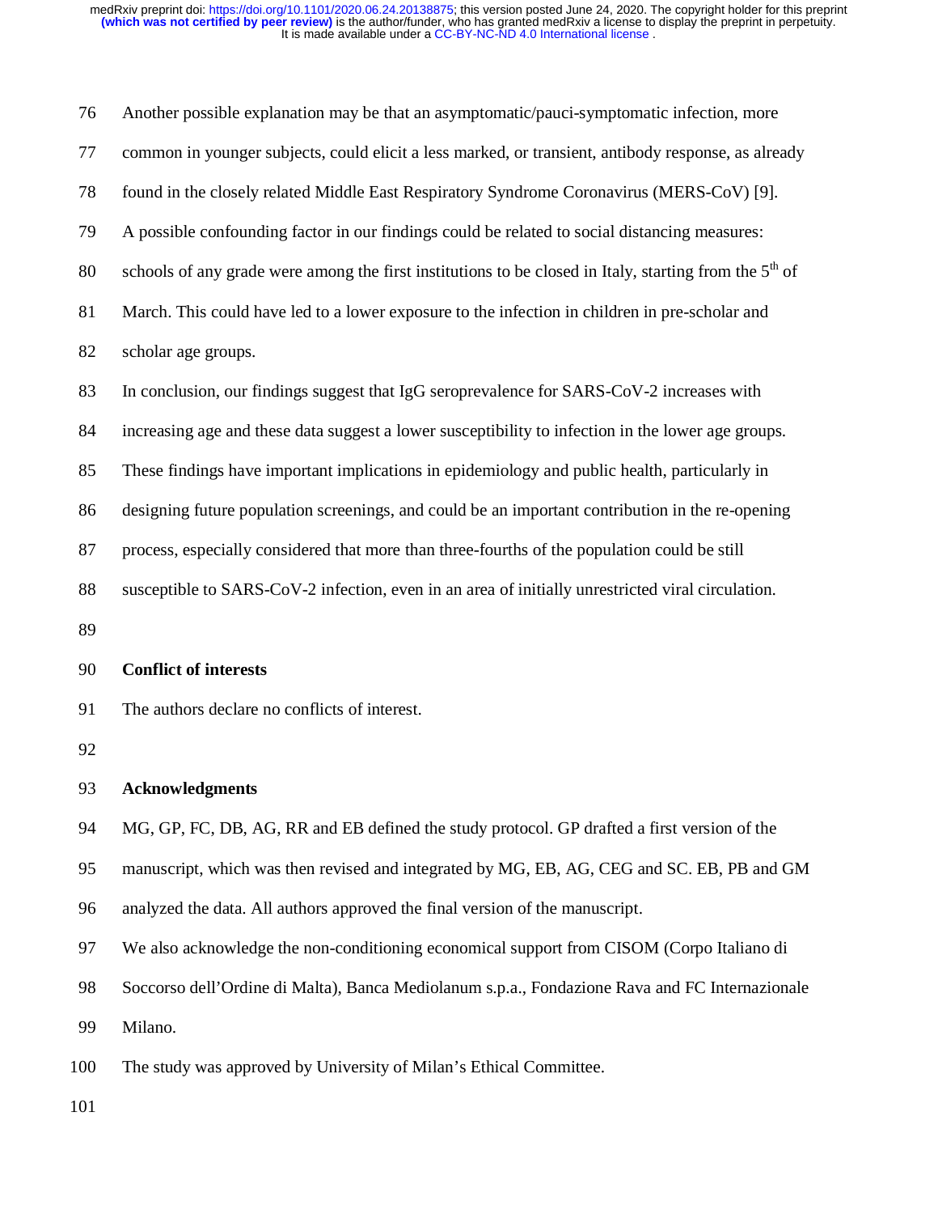Another possible explanation may be that an asymptomatic/pauci-symptomatic infection, more common in younger subjects, could elicit a less marked, or transient, antibody response, as already found in the closely related Middle East Respiratory Syndrome Coronavirus (MERS-CoV) [9].

A possible confounding factor in our findings could be related to social distancing measures: schools of any grade were among the first institutions to be closed in Italy, starting from the 5th of March. This could have led to a lower exposure to the infection in children in pre-scholar and scholar age groups.

In conclusion, our findings suggest that IgG seroprevalence for SARS-CoV-2 increases with increasing age and these data suggest a lower susceptibility to infection in the lower age groups. These findings have important implications in epidemiology and public health, particularly in designing future population screenings, and could be an important contribution in the re-opening process, especially considered that more than three-fourths of the population could be still susceptible to SARS-CoV-2 infection, even in an area of initially unrestricted viral circulation.

## Conflict of interests

The authors declare no conflicts of interest.

## Acknowledgments

MG, GP, FC, DB, AG, RR and EB defined the study protocol. GP drafted a first version of the manuscript, which was then revised and integrated by MG, EB, AG, CEG and SC. EB, PB and GM analyzed the data. All authors approved the final version of the manuscript.

We also acknowledge the non-conditioning economical support from CISOM (Corpo Italiano di Soccorso dell'Ordine di Malta), Banca Mediolanum s.p.a., Fondazione Rava and FC Internazionale Milano.

The study was approved by University of Milan's Ethical Committee.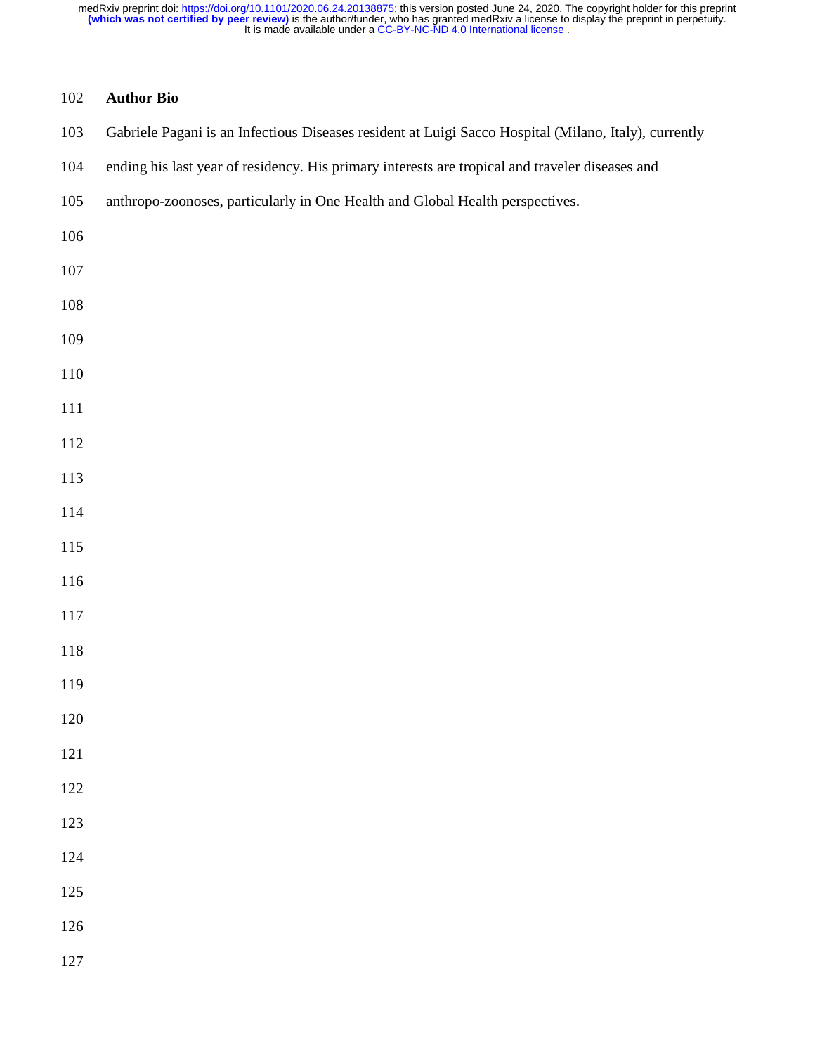## Author Bio

Gabriele Pagani is an Infectious Diseases resident at Luigi Sacco Hospital (Milano, Italy), currently ending his last year of residency. His primary interests are tropical and traveler diseases and anthropo-zoonoses, particularly in One Health and Global Health perspectives.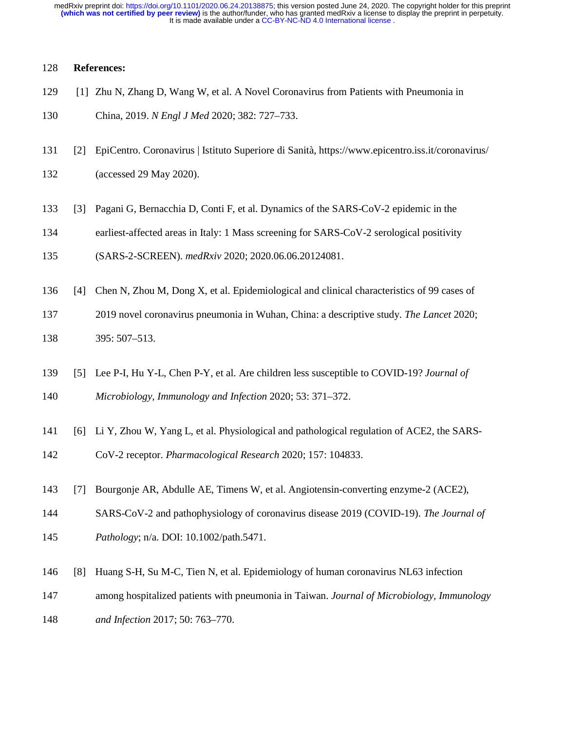**References:**

[1] Zhu N, Zhang D, Wang W, et al. A Novel Coronavirus from Patients with Pneumonia in China, 2019. *N Engl J Med* 2020; 382: 727–733.

[2] EpiCentro. Coronavirus | Istituto Superiore di Sanità, https://www.epicentro.iss.it/coronavirus/ (accessed 29 May 2020).

[3] Pagani G, Bernacchia D, Conti F, et al. Dynamics of the SARS-CoV-2 epidemic in the earliest-affected areas in Italy: 1 Mass screening for SARS-CoV-2 serological positivity (SARS-2-SCREEN). *medRxiv* 2020; 2020.06.06.20124081.

[4] Chen N, Zhou M, Dong X, et al. Epidemiological and clinical characteristics of 99 cases of 2019 novel coronavirus pneumonia in Wuhan, China: a descriptive study. *The Lancet* 2020; 395: 507–513.

[5] Lee P-I, Hu Y-L, Chen P-Y, et al. Are children less susceptible to COVID-19? *Journal of Microbiology, Immunology and Infection* 2020; 53: 371–372.

[6] Li Y, Zhou W, Yang L, et al. Physiological and pathological regulation of ACE2, the SARS-CoV-2 receptor. *Pharmacological Research* 2020; 157: 104833.

[7] Bourgonje AR, Abdulle AE, Timens W, et al. Angiotensin-converting enzyme-2 (ACE2), SARS-CoV-2 and pathophysiology of coronavirus disease 2019 (COVID-19). *The Journal of Pathology*; n/a. DOI: 10.1002/path.5471.

[8] Huang S-H, Su M-C, Tien N, et al. Epidemiology of human coronavirus NL63 infection among hospitalized patients with pneumonia in Taiwan. *Journal of Microbiology, Immunology and Infection* 2017; 50: 763–770.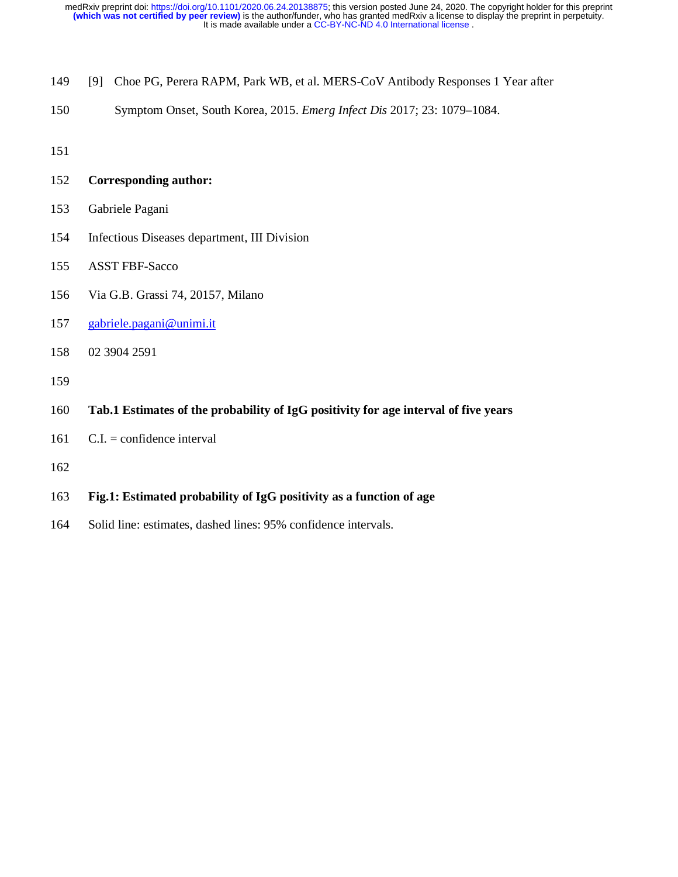[9] Choe PG, Perera RAPM, Park WB, et al. MERS-CoV Antibody Responses 1 Year after Symptom Onset, South Korea, 2015. *Emerg Infect Dis* 2017; 23: 1079–1084.

**Corresponding author:**

Gabriele Pagani

Infectious Diseases department, III Division

ASST FBF-Sacco

Via G.B. Grassi 74, 20157, Milano

gabriele.pagani@unimi.it

02 3904 2591

**Tab.1 Estimates of the probability of IgG positivity for age interval of five years**

C.I. = confidence interval

**Fig.1: Estimated probability of IgG positivity as a function of age**

Solid line: estimates, dashed lines: 95% confidence intervals.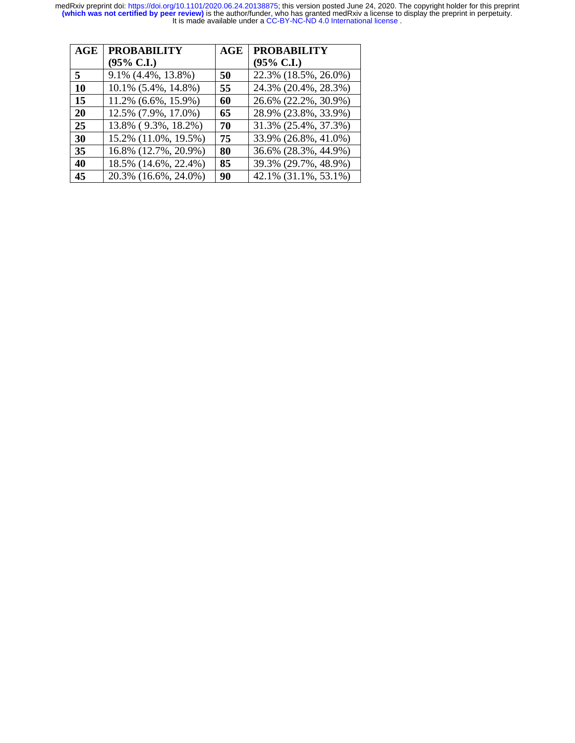| AGE | PROBABILITY (95% C.I.) | AGE | PROBABILITY (95% C.I.) |
|---|---|---|---|
| **5** | 9.1% (4.4%, 13.8%) | **50** | 22.3% (18.5%, 26.0%) |
| **10** | 10.1% (5.4%, 14.8%) | **55** | 24.3% (20.4%, 28.3%) |
| **15** | 11.2% (6.6%, 15.9%) | **60** | 26.6% (22.2%, 30.9%) |
| **20** | 12.5% (7.9%, 17.0%) | **65** | 28.9% (23.8%, 33.9%) |
| **25** | 13.8% ( 9.3%, 18.2%) | **70** | 31.3% (25.4%, 37.3%) |
| **30** | 15.2% (11.0%, 19.5%) | **75** | 33.9% (26.8%, 41.0%) |
| **35** | 16.8% (12.7%, 20.9%) | **80** | 36.6% (28.3%, 44.9%) |
| **40** | 18.5% (14.6%, 22.4%) | **85** | 39.3% (29.7%, 48.9%) |
| **45** | 20.3% (16.6%, 24.0%) | **90** | 42.1% (31.1%, 53.1%) |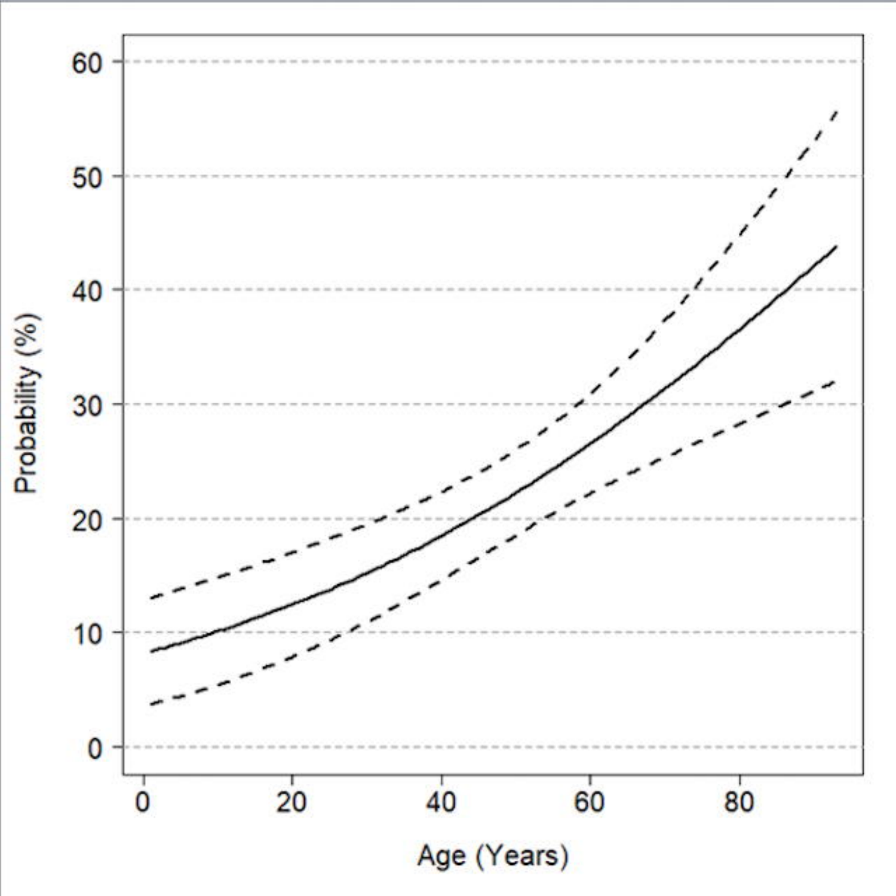Probability (%)

60

50

40

30

20

10

0

0

20

40

60

80

Age (Years)